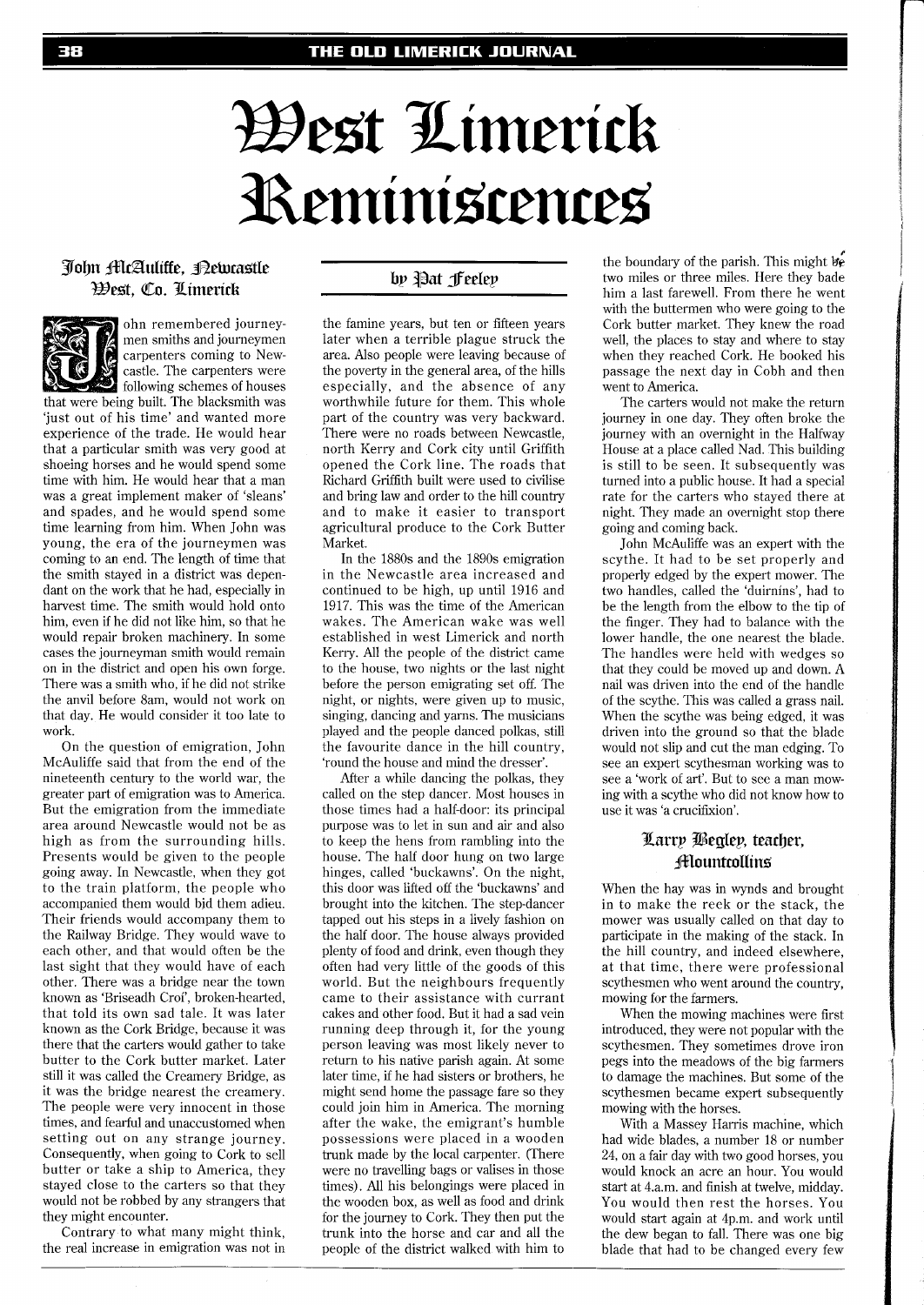# West Limerick Reminiscences

by Pat Feeley

## John McAuliffe, Newcastle West, Co. Limerick

John remembered journeymen smiths and journeymen carpenters coming to Newcastle. The carpenters were following schemes of houses that were being built. The blacksmith was 'just out of his time' and wanted more experience of the trade. He would hear that a particular smith was very good at shoeing horses and he would spend some time with him. He would hear that a man was a great implement maker of 'sleans' and spades, and he would spend some time learning from him. When John was young, the era of the journeymen was coming to an end. The length of time that the smith stayed in a district was dependant on the work that he had, especially in harvest time. The smith would hold onto him, even if he did not like him, so that he would repair broken machinery. In some cases the journeyman smith would remain on in the district and open his own forge. There was a smith who, if he did not strike the anvil before 8am, would not work on that day. He would consider it too late to work.

On the question of emigration, John McAuliffe said that from the end of the nineteenth century to the world war, the greater part of emigration was to America. But the emigration from the immediate area around Newcastle would not be as high as from the surrounding hills. Presents would be given to the people going away. In Newcastle, when they got to the train platform, the people who accompanied them would bid them adieu. Their friends would accompany them to the Railway Bridge. They would wave to each other, and that would often be the last sight that they would have of each other. There was a bridge near the town known as 'Briseadh Croí', broken-hearted, that told its own sad tale. It was later known as the Cork Bridge, because it was there that the carters would gather to take butter to the Cork butter market. Later still it was called the Creamery Bridge, as it was the bridge nearest the creamery. The people were very innocent in those times, and fearful and unaccustomed when setting out on any strange journey. Consequently, when going to Cork to sell butter or take a ship to America, they stayed close to the carters so that they would not be robbed by any strangers that they might encounter.

Contrary to what many might think, the real increase in emigration was not in the famine years, but ten or fifteen years later when a terrible plague struck the area. Also people were leaving because of the poverty in the general area, of the hills especially, and the absence of any worthwhile future for them. This whole part of the country was very backward. There were no roads between Newcastle, north Kerry and Cork city until Griffith opened the Cork line. The roads that Richard Griffith built were used to civilise and bring law and order to the hill country and to make it easier to transport agricultural produce to the Cork Butter Market.

In the 1880s and the 1890s emigration in the Newcastle area increased and continued to be high, up until 1916 and 1917. This was the time of the American wakes. The American wake was well established in west Limerick and north Kerry. All the people of the district came to the house, two nights or the last night before the person emigrating set off. The night, or nights, were given up to music, singing, dancing and yarns. The musicians played and the people danced polkas, still the favourite dance in the hill country, 'round the house and mind the dresser'.

After a while dancing the polkas, they called on the step dancer. Most houses in those times had a half-door: its principal purpose was to let in sun and air and also to keep the hens from rambling into the house. The half door hung on two large hinges, called 'buckawns'. On the night, this door was lifted off the 'buckawns' and brought into the kitchen. The step-dancer tapped out his steps in a lively fashion on the half door. The house always provided plenty of food and drink, even though they often had very little of the goods of this world. But the neighbours frequently came to their assistance with currant cakes and other food. But it had a sad vein running deep through it, for the young person leaving was most likely never to return to his native parish again. At some later time, if he had sisters or brothers, he might send home the passage fare so they could join him in America. The morning after the wake, the emigrant's humble possessions were placed in a wooden trunk made by the local carpenter. (There were no travelling bags or valises in those times). All his belongings were placed in the wooden box, as well as food and drink for the journey to Cork. They then put the trunk into the horse and car and all the people of the district walked with him to the boundary of the parish. This might be two miles or three miles. Here they bade him a last farewell. From there he went with the buttermen who were going to the Cork butter market. They knew the road well, the places to stay and where to stay when they reached Cork. He booked his passage the next day in Cobh and then went to America.

The carters would not make the return journey in one day. They often broke the journey with an overnight in the Halfway House at a place called Nad. This building is still to be seen. It subsequently was turned into a public house. It had a special rate for the carters who stayed there at night. They made an overnight stop there going and coming back.

John McAuliffe was an expert with the scythe. It had to be set properly and properly edged by the expert mower. The two handles, called the 'duirnins', had to be the length from the elbow to the tip of the finger. They had to balance with the lower handle, the one nearest the blade. The handles were held with wedges so that they could be moved up and down. A nail was driven into the end of the handle of the scythe. This was called a grass nail. When the scythe was being edged, it was driven into the ground so that the blade would not slip and cut the man edging. To see an expert scythesman working was to see a 'work of art'. But to see a man mowing with a scythe who did not know how to use it was 'a crucifixion'.

## Larry Begley, teacher, Mountcollins

When the hay was in wynds and brought in to make the reek or the stack, the mower was usually called on that day to participate in the making of the stack. In the hill country, and indeed elsewhere, at that time, there were professional scythesmen who went around the country, mowing for the farmers.

When the mowing machines were first introduced, they were not popular with the scythesmen. They sometimes drove iron pegs into the meadows of the big farmers to damage the machines. But some of the scythesmen became expert subsequently mowing with the horses.

With a Massey Harris machine, which had wide blades, a number 18 or number 24, on a fair day with two good horses, you would knock an acre an hour. You would start at 4.a.m. and finish at twelve, midday. You would then rest the horses. You would start again at 4p.m. and work until the dew began to fall. There was one big blade that had to be changed every few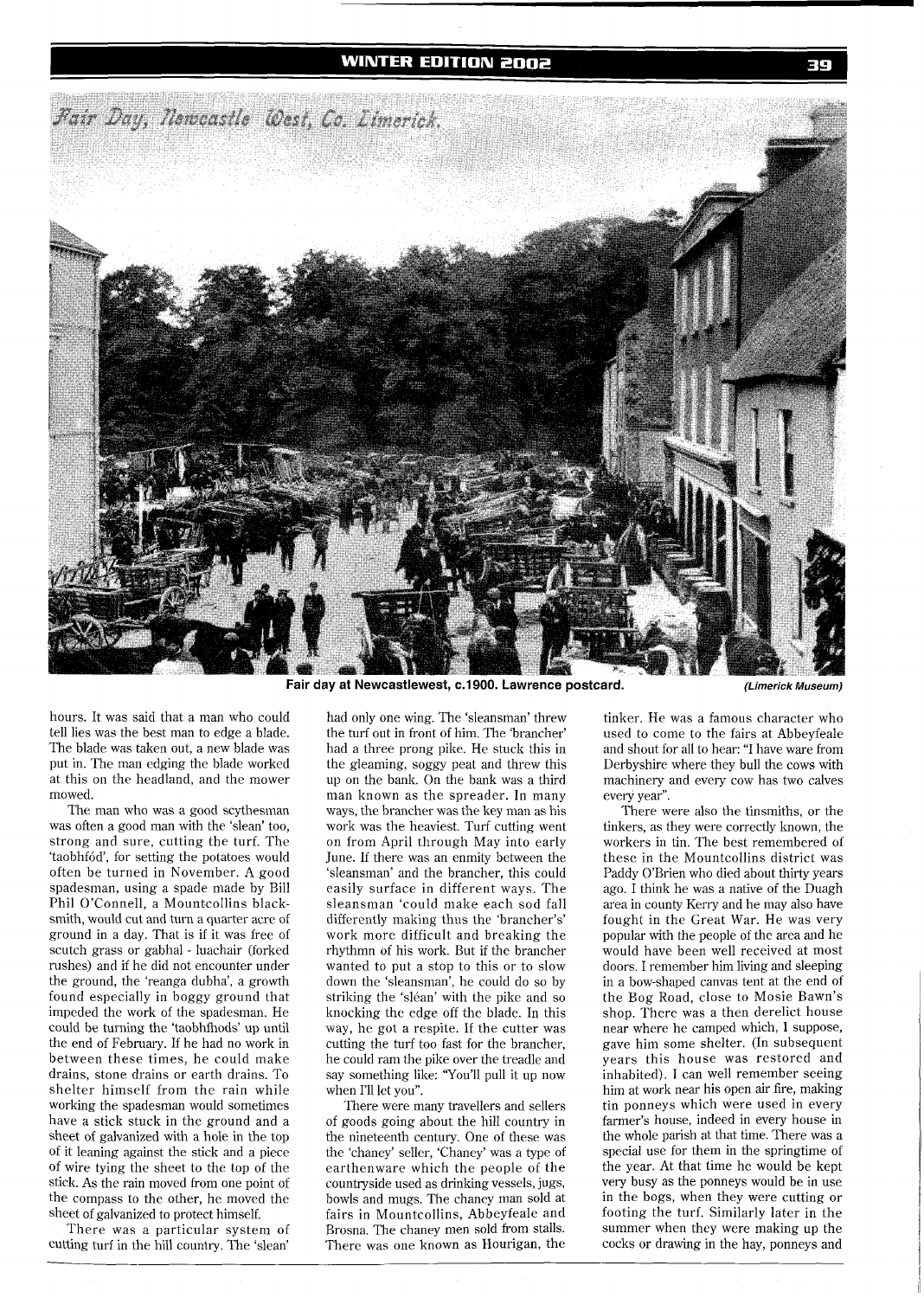Fair day at Newcastlewest, c.1900. Lawrence postcard. *(Limerick Museum)*

hours. It was said that a man who could tell lies was the best man to edge a blade. The blade was taken out, a new blade was put in. The man edging the blade worked at this on the headland, and the mower mowed.

The man who was a good scythesman was often a good man with the 'slean' too, strong and sure, cutting the turf. The 'taobhfód', for setting the potatoes would often be turned in November. A good spadesman, using a spade made by Bill Phil O'Connell, a Mountcollins blacksmith, would cut and turn a quarter acre of ground in a day. That is if it was free of scutch grass or gabhal - luachair (forked rushes) and if he did not encounter under the ground, the 'reanga dubha', a growth found especially in boggy ground that impeded the work of the spadesman. He could be turning the 'taobhfhods' up until the end of February. If he had no work in between these times, he could make drains, stone drains or earth drains. To shelter himself from the rain while working the spadesman would sometimes have a stick stuck in the ground and a sheet of galvanized with a hole in the top of it leaning against the stick and a piece of wire tying the sheet to the top of the stick. As the rain moved from one point of the compass to the other, he moved the sheet of galvanized to protect himself.

There was a particular system of cutting turf in the hill country. The 'slean' had only one wing. The 'sleansman' threw the turf out in front of him. The 'brancher' had a three prong pike. He stuck this in the gleaming, soggy peat and threw this up on the bank. On the bank was a third man known as the spreader. In many ways, the brancher was the key man as his work was the heaviest. Turf cutting went on from April through May into early June. If there was an enmity between the 'sleansman' and the brancher, this could easily surface in different ways. The sleansman 'could make each sod fall differently making thus the 'brancher's' work more difficult and breaking the rhythmn of his work. But if the brancher wanted to put a stop to this or to slow down the 'sleansman', he could do so by striking the 'sléan' with the pike and so knocking the edge off the blade. In this way, he got a respite. If the cutter was cutting the turf too fast for the brancher, he could ram the pike over the treadle and say something like: "You'll pull it up now when I'll let you".

There were many travellers and sellers of goods going about the hill country in the nineteenth century. One of these was the 'chaney' seller, 'Chaney' was a type of earthenware which the people of the countryside used as drinking vessels, jugs, bowls and mugs. The chaney man sold at fairs in Mountcollins, Abbeyfeale and Brosna. The chaney men sold from stalls. There was one known as Hourigan, the tinker. He was a famous character who used to come to the fairs at Abbeyfeale and shout for all to hear: "I have ware from Derbyshire where they bull the cows with machinery and every cow has two calves every year".

There were also the tinsmiths, or the tinkers, as they were correctly known, the workers in tin. The best remembered of these in the Mountcollins district was Paddy O'Brien who died about thirty years ago. I think he was a native of the Duagh area in county Kerry and he may also have fought in the Great War. He was very popular with the people of the area and he would have been well received at most doors. I remember him living and sleeping in a bow-shaped canvas tent at the end of the Bog Road, close to Mosie Bawn's shop. There was a then derelict house near where he camped which, I suppose, gave him some shelter. (In subsequent years this house was restored and inhabited). I can well remember seeing him at work near his open air fire, making tin ponneys which were used in every farmer's house, indeed in every house in the whole parish at that time. There was a special use for them in the springtime of the year. At that time he would be kept very busy as the ponneys would be in use in the bogs, when they were cutting or footing the turf. Similarly later in the summer when they were making up the cocks or drawing in the hay, ponneys and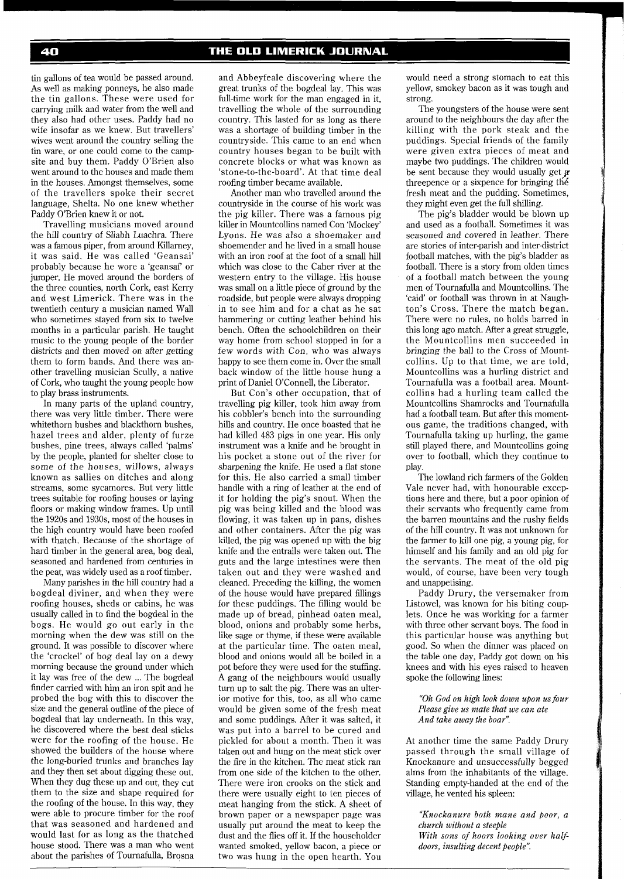tin gallons of tea would be passed around. As well as making ponneys, he also made the tin gallons. These were used for carrying milk and water from the well and they also had other uses. Paddy had no wife insofar as we knew. But travellers' wives went around the country selling the tin ware, or one could come to the campsite and buy them. Paddy O'Brien also went around to the houses and made them in the houses. Amongst themselves, some of the travellers spoke their secret language, Shelta. No one knew whether Paddy O'Brien knew it or not.

Travelling musicians moved around the hill country of Sliabh Luachra. There was a famous piper, from around Killarney, it was said. He was called 'Geansai' probably because he wore a 'geansai' or jumper. He moved around the borders of the three counties, north Cork, east Kerry and west Limerick. There was in the twentieth century a musician named Wall who sometimes stayed from six to twelve months in a particular parish. He taught music to the young people of the border districts and then moved on after getting them to form bands. And there was another travelling musician Scully, a native of Cork, who taught the young people how to play brass instruments.

In many parts of the upland country, there was very little timber. There were whitethorn bushes and blackthorn bushes, hazel trees and alder, plenty of furze bushes, pine trees, always called 'palms' by the people, planted for shelter close to some of the houses, willows, always known as sallies on ditches and along streams, some sycamores. But very little trees suitable for roofing houses or laying floors or making window frames. Up until the 1920s and 1930s, most of the houses in the high country would have been roofed with thatch. Because of the shortage of hard timber in the general area, bog deal, seasoned and hardened from centuries in the peat, was widely used as a roof timber.

Many parishes in the hill country had a bogdeal diviner, and when they were roofing houses, sheds or cabins, he was usually called in to find the bogdeal in the bogs. He would go out early in the morning when the dew was still on the ground. It was possible to discover where the 'crockel' of bog deal lay on a dewy morning because the ground under which it lay was free of the dew ... The bogdeal finder carried with him an iron spit and he probed the bog with this to discover the size and the general outline of the piece of bogdeal that lay underneath. In this way, he discovered where the best deal sticks were for the roofing of the house. He showed the builders of the house where the long-buried trunks and branches lay and they then set about digging these out. When they dug these up and out, they cut them to the size and shape required for the roofing of the house. In this way, they were able to procure timber for the roof that was seasoned and hardened and would last for as long as the thatched house stood. There was a man who went about the parishes of Tournafulla, Brosna and Abbeyfeale discovering where the great trunks of the bogdeal lay. This was full-time work for the man engaged in it, travelling the whole of the surrounding country. This lasted for as long as there was a shortage of building timber in the countryside. This came to an end when country houses began to be built with concrete blocks or what was known as 'stone-to-the-board'. At that time deal roofing timber became available.

Another man who travelled around the countryside in the course of his work was the pig killer. There was a famous pig killer in Mountcollins named Con 'Mockey' Lyons. He was also a shoemaker and shoemender and he lived in a small house with an iron roof at the foot of a small hill which was close to the Caher river at the western entry to the village. His house was small on a little piece of ground by the roadside, but people were always dropping in to see him and for a chat as he sat hammering or cutting leather behind his bench. Often the schoolchildren on their way home from school stopped in for a few words with Con, who was always happy to see them come in. Over the small back window of the little house hung a print of Daniel O'Connell, the Liberator.

But Con's other occupation, that of travelling pig killer, took him away from his cobbler's bench into the surrounding hills and country. He once boasted that he had killed 483 pigs in one year. His only instrument was a knife and he brought in his pocket a stone out of the river for sharpening the knife. He used a flat stone for this. He also carried a small timber handle with a ring of leather at the end of it for holding the pig's snout. When the pig was being killed and the blood was flowing, it was taken up in pans, dishes and other containers. After the pig was killed, the pig was opened up with the big knife and the entrails were taken out. The guts and the large intestines were then taken out and they were washed and cleaned. Preceding the killing, the women of the house would have prepared fillings for these puddings. The filling would be made up of bread, pinhead oaten meal, blood, onions and probably some herbs, like sage or thyme, if these were available at the particular time. The oaten meal, blood and onions would all be boiled in a pot before they were used for the stuffing. A gang of the neighbours would usually turn up to salt the pig. There was an ulterior motive for this, too, as all who came would be given some of the fresh meat and some puddings. After it was salted, it was put into a barrel to be cured and pickled for about a month. Then it was taken out and hung on the meat stick over the fire in the kitchen. The meat stick ran from one side of the kitchen to the other. There were iron crooks on the stick and there were usually eight to ten pieces of meat hanging from the stick. A sheet of brown paper or a newspaper page was usually put around the meat to keep the dust and the flies off it. If the householder wanted smoked, yellow bacon, a piece or two was hung in the open hearth. You would need a strong stomach to eat this yellow, smokey bacon as it was tough and strong.

The youngsters of the house were sent around to the neighbours the day after the killing with the pork steak and the puddings. Special friends of the family were given extra pieces of meat and maybe two puddings. The children would be sent because they would usually get a threepence or a sixpence for bringing the fresh meat and the pudding. Sometimes, they might even get the full shilling.

The pig's bladder would be blown up and used as a football. Sometimes it was seasoned and covered in leather. There are stories of inter-parish and inter-district football matches, with the pig's bladder as football. There is a story from olden times of a football match between the young men of Tournafulla and Mountcollins. The 'caid' or football was thrown in at Naughton's Cross. There the match began. There were no rules, no holds barred in this long ago match. After a great struggle, the Mountcollins men succeeded in bringing the ball to the Cross of Mountcollins. Up to that time, we are told, Mountcollins was a hurling district and Tournafulla was a football area. Mountcollins had a hurling team called the Mountcollins Shamrocks and Tournafulla had a football team. But after this momentous game, the traditions changed, with Tournafulla taking up hurling, the game still played there, and Mountcollins going over to football, which they continue to play.

The lowland rich farmers of the Golden Vale never had, with honourable exceptions here and there, but a poor opinion of their servants who frequently came from the barren mountains and the rushy fields of the hill country. It was not unknown for the farmer to kill one pig, a young pig, for himself and his family and an old pig for the servants. The meat of the old pig would, of course, have been very tough and unappetising.

Paddy Drury, the versemaker from Listowel, was known for his biting couplets. Once he was working for a farmer with three other servant boys. The food in this particular house was anything but good. So when the dinner was placed on the table one day, Paddy got down on his knees and with his eyes raised to heaven spoke the following lines:

> *"Oh God on high look down upon us four*
> *Please give us mate that we can ate*
> *And take away the boar".*

At another time the same Paddy Drury passed through the small village of Knockanure and unsuccessfully begged alms from the inhabitants of the village. Standing empty-handed at the end of the village, he vented his spleen:

> *"Knockanure both mane and poor, a church without a steeple*
> *With sons of hoors looking over half-doors, insulting decent people".*